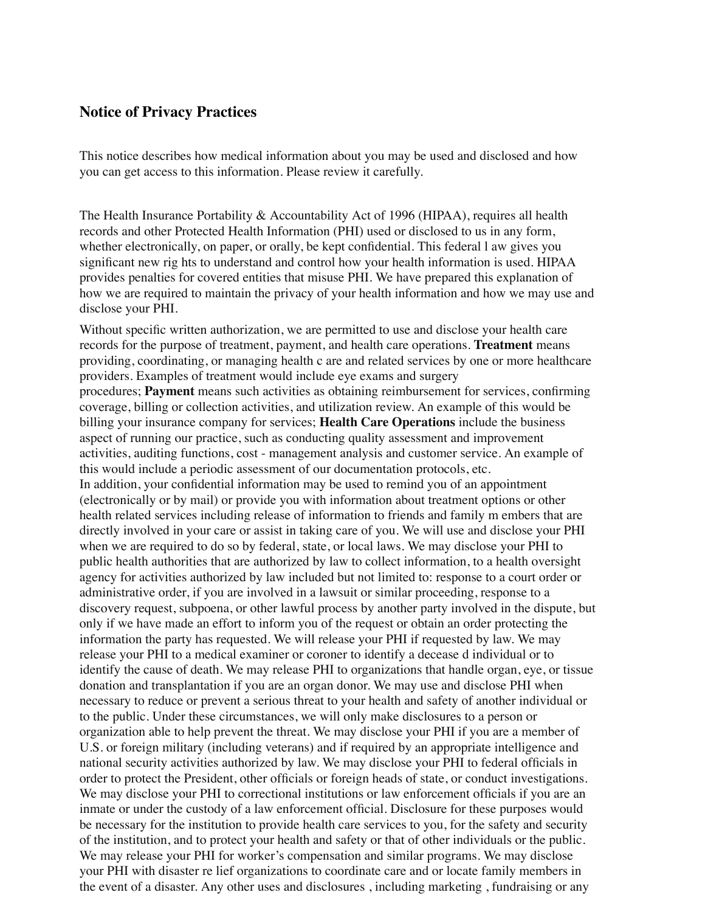## Notice of Privacy Practices

This notice describes how medical information about you may be used and disclosed and how you can get access to this information. Please review it carefully.

The Health Insurance Portability & Accountability Act of 1996 (HIPAA), requires all health records and other Protected Health Information (PHI) used or disclosed to us in any form, whether electronically, on paper, or orally, be kept confidential. This federal l aw gives you significant new rig hts to understand and control how your health information is used. HIPAA provides penalties for covered entities that misuse PHI. We have prepared this explanation of how we are required to maintain the privacy of your health information and how we may use and disclose your PHI.

Without specific written authorization, we are permitted to use and disclose your health care records for the purpose of treatment, payment, and health care operations. **Treatment** means providing, coordinating, or managing health c are and related services by one or more healthcare providers. Examples of treatment would include eye exams and surgery procedures; **Payment** means such activities as obtaining reimbursement for services, confirming coverage, billing or collection activities, and utilization review. An example of this would be billing your insurance company for services; **Health Care Operations** include the business aspect of running our practice, such as conducting quality assessment and improvement activities, auditing functions, cost - management analysis and customer service. An example of this would include a periodic assessment of our documentation protocols, etc.
In addition, your confidential information may be used to remind you of an appointment (electronically or by mail) or provide you with information about treatment options or other health related services including release of information to friends and family m embers that are directly involved in your care or assist in taking care of you. We will use and disclose your PHI when we are required to do so by federal, state, or local laws. We may disclose your PHI to public health authorities that are authorized by law to collect information, to a health oversight agency for activities authorized by law included but not limited to: response to a court order or administrative order, if you are involved in a lawsuit or similar proceeding, response to a discovery request, subpoena, or other lawful process by another party involved in the dispute, but only if we have made an effort to inform you of the request or obtain an order protecting the information the party has requested. We will release your PHI if requested by law. We may release your PHI to a medical examiner or coroner to identify a decease d individual or to identify the cause of death. We may release PHI to organizations that handle organ, eye, or tissue donation and transplantation if you are an organ donor. We may use and disclose PHI when necessary to reduce or prevent a serious threat to your health and safety of another individual or to the public. Under these circumstances, we will only make disclosures to a person or organization able to help prevent the threat. We may disclose your PHI if you are a member of U.S. or foreign military (including veterans) and if required by an appropriate intelligence and national security activities authorized by law. We may disclose your PHI to federal officials in order to protect the President, other officials or foreign heads of state, or conduct investigations. We may disclose your PHI to correctional institutions or law enforcement officials if you are an inmate or under the custody of a law enforcement official. Disclosure for these purposes would be necessary for the institution to provide health care services to you, for the safety and security of the institution, and to protect your health and safety or that of other individuals or the public. We may release your PHI for worker's compensation and similar programs. We may disclose your PHI with disaster re lief organizations to coordinate care and or locate family members in the event of a disaster. Any other uses and disclosures , including marketing , fundraising or any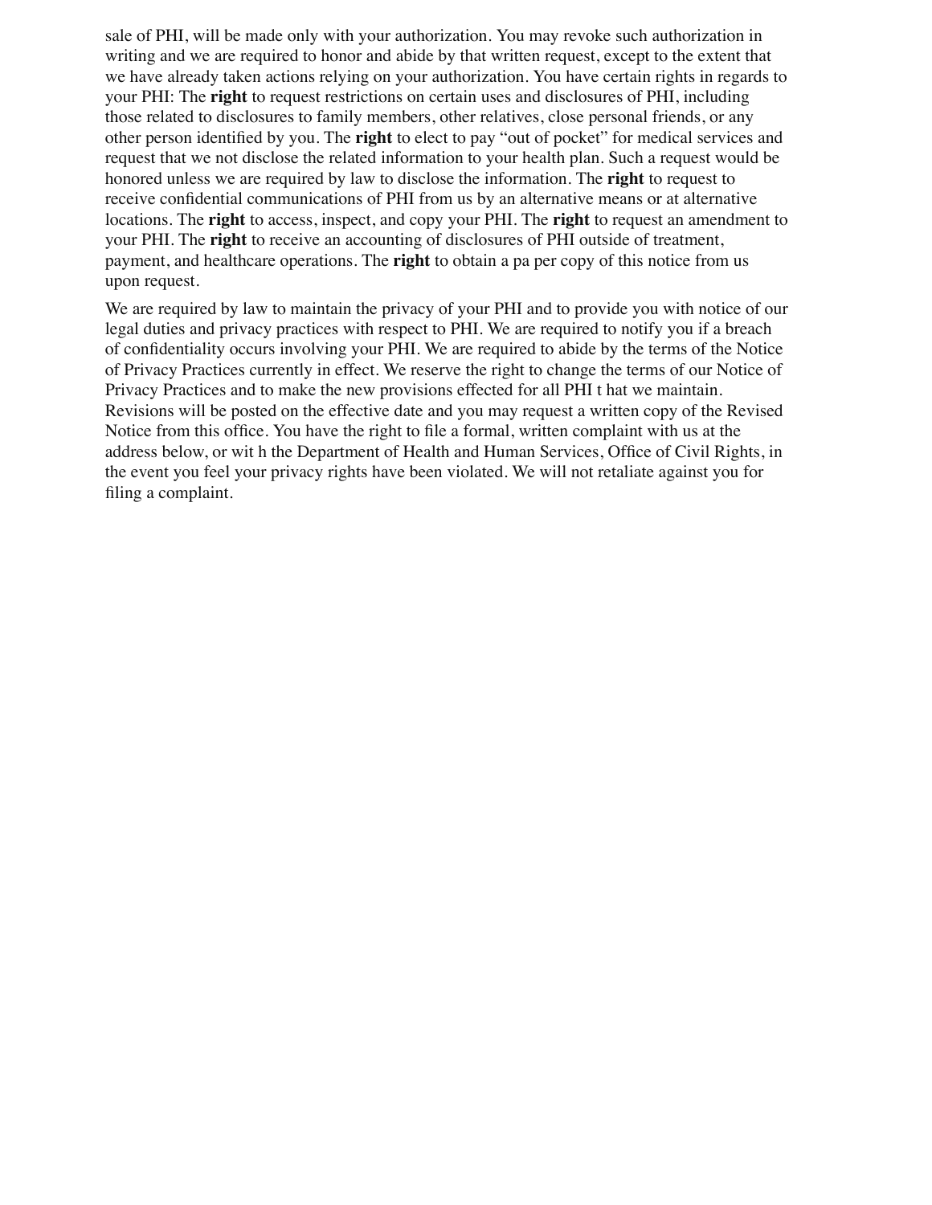sale of PHI, will be made only with your authorization. You may revoke such authorization in writing and we are required to honor and abide by that written request, except to the extent that we have already taken actions relying on your authorization. You have certain rights in regards to your PHI: The **right** to request restrictions on certain uses and disclosures of PHI, including those related to disclosures to family members, other relatives, close personal friends, or any other person identified by you. The **right** to elect to pay "out of pocket" for medical services and request that we not disclose the related information to your health plan. Such a request would be honored unless we are required by law to disclose the information. The **right** to request to receive confidential communications of PHI from us by an alternative means or at alternative locations. The **right** to access, inspect, and copy your PHI. The **right** to request an amendment to your PHI. The **right** to receive an accounting of disclosures of PHI outside of treatment, payment, and healthcare operations. The **right** to obtain a pa per copy of this notice from us upon request.

We are required by law to maintain the privacy of your PHI and to provide you with notice of our legal duties and privacy practices with respect to PHI. We are required to notify you if a breach of confidentiality occurs involving your PHI. We are required to abide by the terms of the Notice of Privacy Practices currently in effect. We reserve the right to change the terms of our Notice of Privacy Practices and to make the new provisions effected for all PHI t hat we maintain. Revisions will be posted on the effective date and you may request a written copy of the Revised Notice from this office. You have the right to file a formal, written complaint with us at the address below, or wit h the Department of Health and Human Services, Office of Civil Rights, in the event you feel your privacy rights have been violated. We will not retaliate against you for filing a complaint.